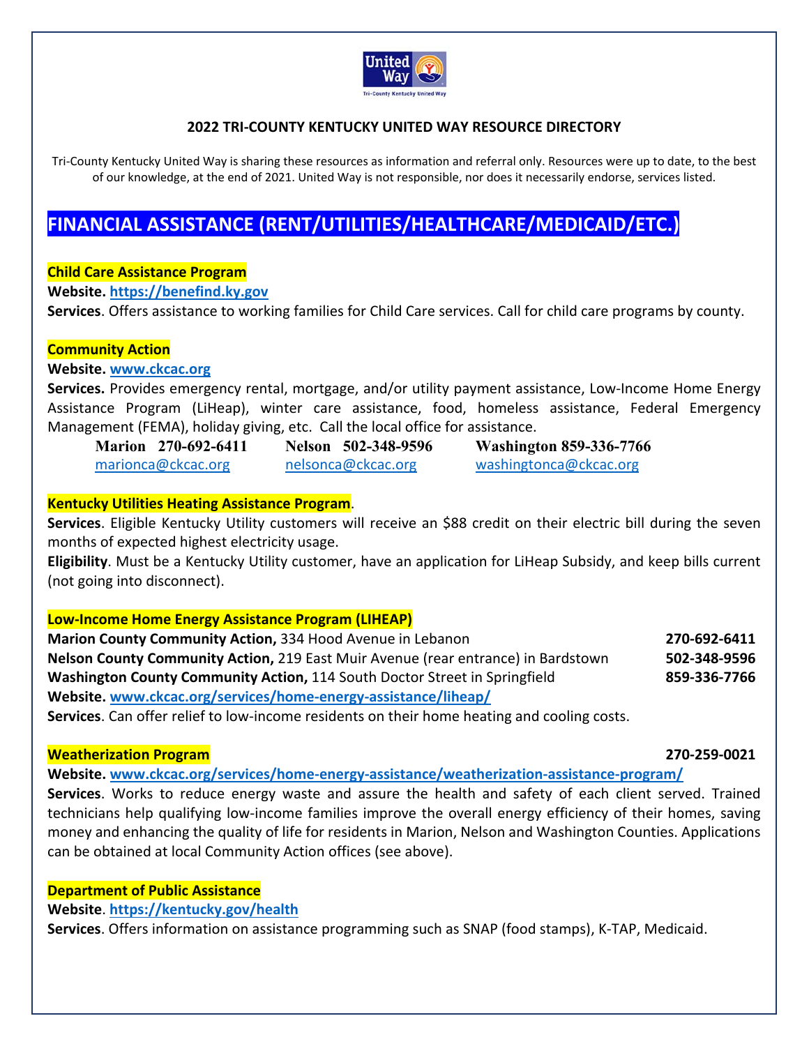## 2022 TRI-COUNTY KENTUCKY UNITED WAY RESOURCE DIRECTORY

Tri-County Kentucky United Way is sharing these resources as information and referral only. Resources were up to date, to the best of our knowledge, at the end of 2021. United Way is not responsible, nor does it necessarily endorse, services listed.

# FINANCIAL ASSISTANCE (RENT/UTILITIES/HEALTHCARE/MEDICAID/ETC.)

### Child Care Assistance Program

**Website.** https://benefind.ky.gov

**Services**. Offers assistance to working families for Child Care services. Call for child care programs by county.

### Community Action

**Website.** www.ckcac.org

**Services.** Provides emergency rental, mortgage, and/or utility payment assistance, Low-Income Home Energy Assistance Program (LiHeap), winter care assistance, food, homeless assistance, Federal Emergency Management (FEMA), holiday giving, etc. Call the local office for assistance.

**Marion 270-692-6411** marionca@ckcac.org

**Nelson 502-348-9596** nelsonca@ckcac.org

**Washington 859-336-7766** washingtonca@ckcac.org

### Kentucky Utilities Heating Assistance Program.

**Services**. Eligible Kentucky Utility customers will receive an $88 credit on their electric bill during the seven months of expected highest electricity usage.

**Eligibility**. Must be a Kentucky Utility customer, have an application for LiHeap Subsidy, and keep bills current (not going into disconnect).

### Low-Income Home Energy Assistance Program (LIHEAP)

**Marion County Community Action,** 334 Hood Avenue in Lebanon **270-692-6411**

**Nelson County Community Action,** 219 East Muir Avenue (rear entrance) in Bardstown **502-348-9596**

**Washington County Community Action,** 114 South Doctor Street in Springfield **859-336-7766**

**Website.** www.ckcac.org/services/home-energy-assistance/liheap/

**Services**. Can offer relief to low-income residents on their home heating and cooling costs.

### Weatherization Program **270-259-0021**

**Website.** www.ckcac.org/services/home-energy-assistance/weatherization-assistance-program/

**Services**. Works to reduce energy waste and assure the health and safety of each client served. Trained technicians help qualifying low-income families improve the overall energy efficiency of their homes, saving money and enhancing the quality of life for residents in Marion, Nelson and Washington Counties. Applications can be obtained at local Community Action offices (see above).

### Department of Public Assistance

**Website**. https://kentucky.gov/health

**Services**. Offers information on assistance programming such as SNAP (food stamps), K-TAP, Medicaid.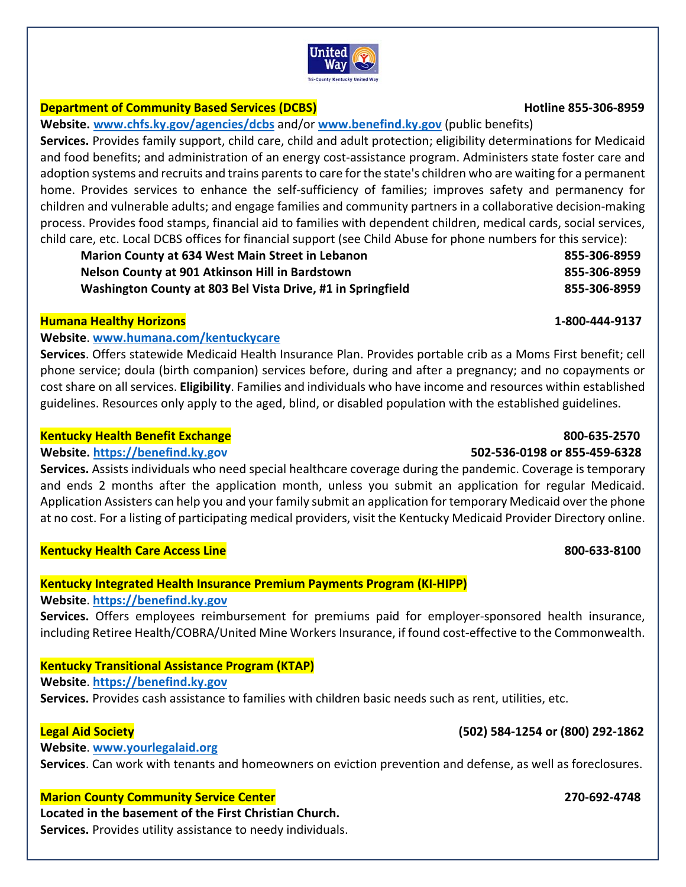### Department of Community Based Services (DCBS) — Hotline 855-306-8959

**Website.** [www.chfs.ky.gov/agencies/dcbs](http://www.chfs.ky.gov/agencies/dcbs) and/or [www.benefind.ky.gov](http://www.benefind.ky.gov) (public benefits)

**Services.** Provides family support, child care, child and adult protection; eligibility determinations for Medicaid and food benefits; and administration of an energy cost-assistance program. Administers state foster care and adoption systems and recruits and trains parents to care for the state's children who are waiting for a permanent home. Provides services to enhance the self-sufficiency of families; improves safety and permanency for children and vulnerable adults; and engage families and community partners in a collaborative decision-making process. Provides food stamps, financial aid to families with dependent children, medical cards, social services, child care, etc. Local DCBS offices for financial support (see Child Abuse for phone numbers for this service):

- **Marion County at 634 West Main Street in Lebanon — 855-306-8959**
- **Nelson County at 901 Atkinson Hill in Bardstown — 855-306-8959**
- **Washington County at 803 Bel Vista Drive, #1 in Springfield — 855-306-8959**

### Humana Healthy Horizons — 1-800-444-9137

**Website**. [www.humana.com/kentuckycare](http://www.humana.com/kentuckycare)

**Services**. Offers statewide Medicaid Health Insurance Plan. Provides portable crib as a Moms First benefit; cell phone service; doula (birth companion) services before, during and after a pregnancy; and no copayments or cost share on all services. **Eligibility**. Families and individuals who have income and resources within established guidelines. Resources only apply to the aged, blind, or disabled population with the established guidelines.

### Kentucky Health Benefit Exchange — 800-635-2570

**Website.** [https://benefind.ky.gov](https://benefind.ky.gov) — **502-536-0198 or 855-459-6328**

**Services.** Assists individuals who need special healthcare coverage during the pandemic. Coverage is temporary and ends 2 months after the application month, unless you submit an application for regular Medicaid. Application Assisters can help you and your family submit an application for temporary Medicaid over the phone at no cost. For a listing of participating medical providers, visit the Kentucky Medicaid Provider Directory online.

### Kentucky Health Care Access Line — 800-633-8100

### Kentucky Integrated Health Insurance Premium Payments Program (KI-HIPP)

**Website**. [https://benefind.ky.gov](https://benefind.ky.gov)

**Services.** Offers employees reimbursement for premiums paid for employer-sponsored health insurance, including Retiree Health/COBRA/United Mine Workers Insurance, if found cost-effective to the Commonwealth.

### Kentucky Transitional Assistance Program (KTAP)

**Website**. [https://benefind.ky.gov](https://benefind.ky.gov)

**Services.** Provides cash assistance to families with children basic needs such as rent, utilities, etc.

### Legal Aid Society — (502) 584-1254 or (800) 292-1862

**Website**. [www.yourlegalaid.org](http://www.yourlegalaid.org)

**Services**. Can work with tenants and homeowners on eviction prevention and defense, as well as foreclosures.

### Marion County Community Service Center — 270-692-4748

**Located in the basement of the First Christian Church.**

**Services.** Provides utility assistance to needy individuals.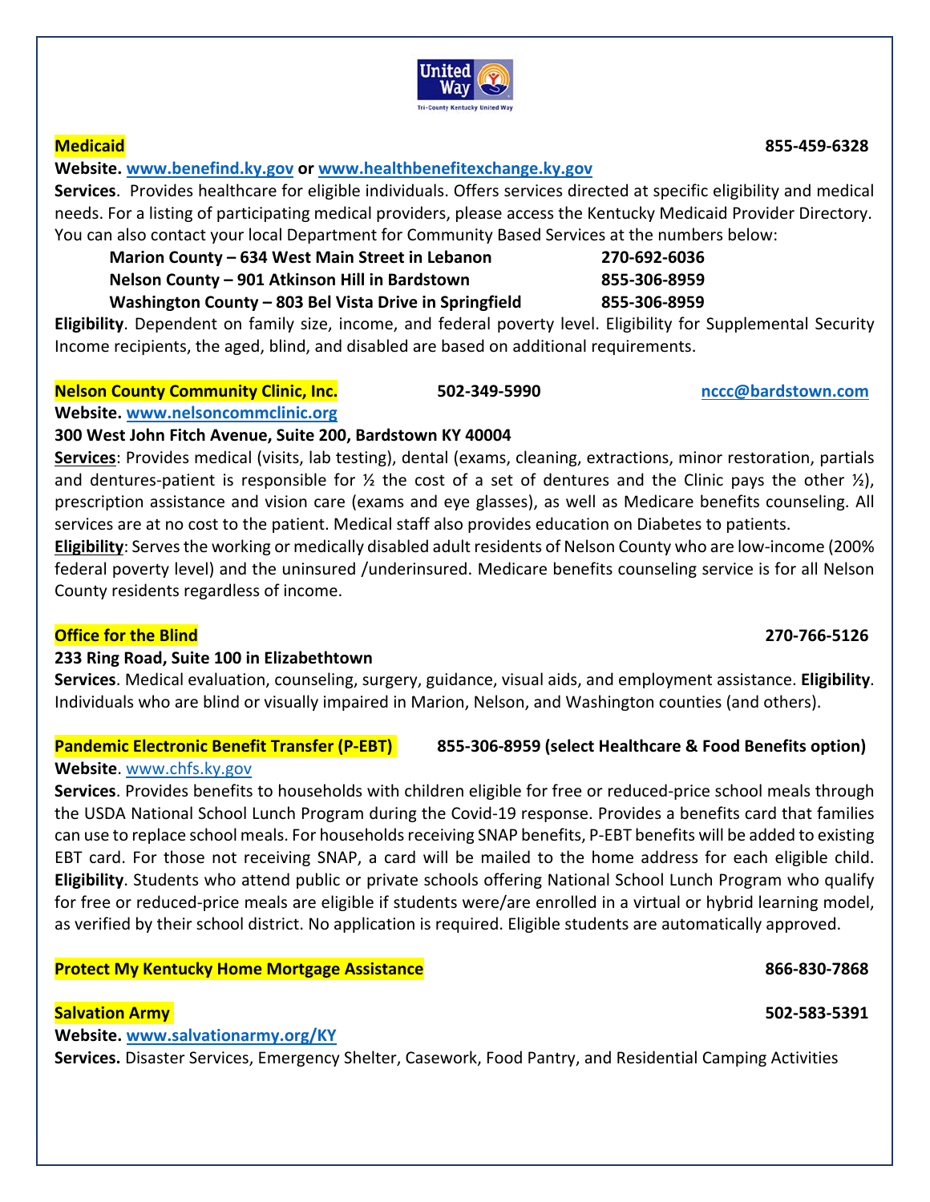**Medicaid** 855-459-6328

**Website.** www.benefind.ky.gov **or** www.healthbenefitexchange.ky.gov

**Services**. Provides healthcare for eligible individuals. Offers services directed at specific eligibility and medical needs. For a listing of participating medical providers, please access the Kentucky Medicaid Provider Directory. You can also contact your local Department for Community Based Services at the numbers below:

| | |
|---|---|
| **Marion County – 634 West Main Street in Lebanon** | **270-692-6036** |
| **Nelson County – 901 Atkinson Hill in Bardstown** | **855-306-8959** |
| **Washington County – 803 Bel Vista Drive in Springfield** | **855-306-8959** |

**Eligibility**. Dependent on family size, income, and federal poverty level. Eligibility for Supplemental Security Income recipients, the aged, blind, and disabled are based on additional requirements.

**Nelson County Community Clinic, Inc.** **502-349-5990** nccc@bardstown.com

**Website.** www.nelsoncommclinic.org

**300 West John Fitch Avenue, Suite 200, Bardstown KY 40004**

**Services**: Provides medical (visits, lab testing), dental (exams, cleaning, extractions, minor restoration, partials and dentures-patient is responsible for ½ the cost of a set of dentures and the Clinic pays the other ½), prescription assistance and vision care (exams and eye glasses), as well as Medicare benefits counseling. All services are at no cost to the patient. Medical staff also provides education on Diabetes to patients.

**Eligibility**: Serves the working or medically disabled adult residents of Nelson County who are low-income (200% federal poverty level) and the uninsured /underinsured. Medicare benefits counseling service is for all Nelson County residents regardless of income.

**Office for the Blind** 270-766-5126

**233 Ring Road, Suite 100 in Elizabethtown**

**Services**. Medical evaluation, counseling, surgery, guidance, visual aids, and employment assistance. **Eligibility**. Individuals who are blind or visually impaired in Marion, Nelson, and Washington counties (and others).

**Pandemic Electronic Benefit Transfer (P-EBT)** **855-306-8959 (select Healthcare & Food Benefits option)**

**Website**. www.chfs.ky.gov

**Services**. Provides benefits to households with children eligible for free or reduced-price school meals through the USDA National School Lunch Program during the Covid-19 response. Provides a benefits card that families can use to replace school meals. For households receiving SNAP benefits, P-EBT benefits will be added to existing EBT card. For those not receiving SNAP, a card will be mailed to the home address for each eligible child. **Eligibility**. Students who attend public or private schools offering National School Lunch Program who qualify for free or reduced-price meals are eligible if students were/are enrolled in a virtual or hybrid learning model, as verified by their school district. No application is required. Eligible students are automatically approved.

**Protect My Kentucky Home Mortgage Assistance** 866-830-7868

**Salvation Army** 502-583-5391

**Website.** www.salvationarmy.org/KY

**Services.** Disaster Services, Emergency Shelter, Casework, Food Pantry, and Residential Camping Activities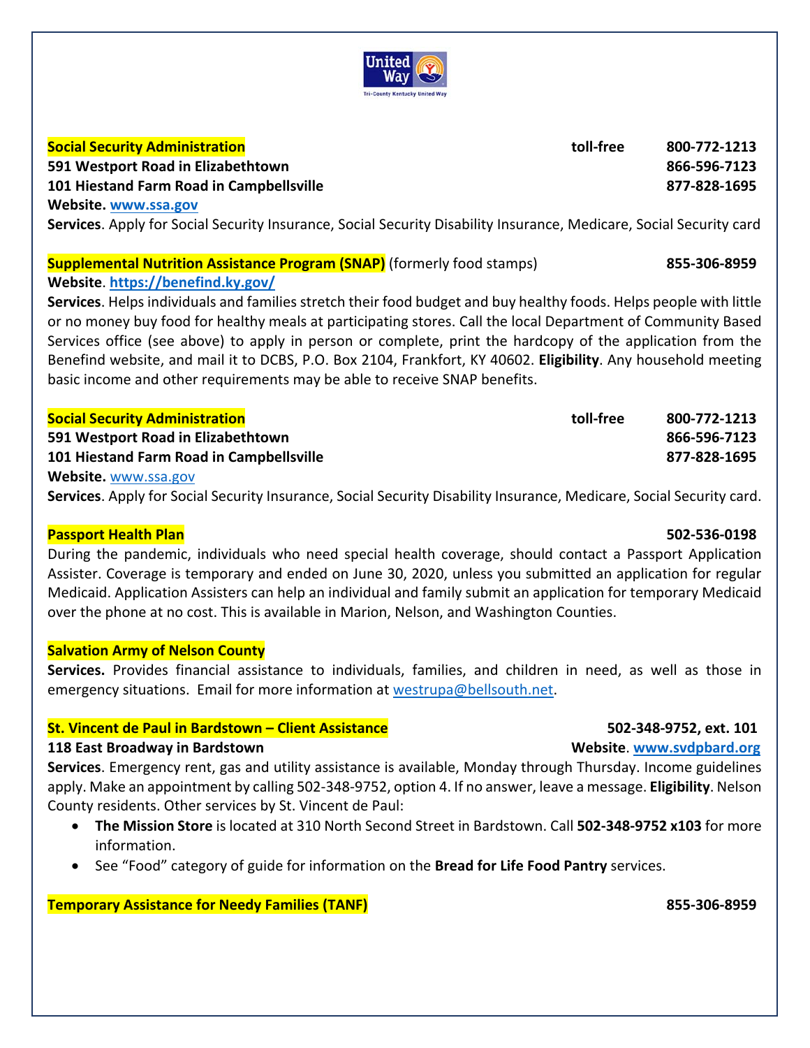**Social Security Administration** toll-free 800-772-1213
**591 Westport Road in Elizabethtown** 866-596-7123
**101 Hiestand Farm Road in Campbellsville** 877-828-1695
**Website.** www.ssa.gov
**Services**. Apply for Social Security Insurance, Social Security Disability Insurance, Medicare, Social Security card

**Supplemental Nutrition Assistance Program (SNAP)** (formerly food stamps) **855-306-8959**
**Website**. **https://benefind.ky.gov/**
**Services**. Helps individuals and families stretch their food budget and buy healthy foods. Helps people with little or no money buy food for healthy meals at participating stores. Call the local Department of Community Based Services office (see above) to apply in person or complete, print the hardcopy of the application from the Benefind website, and mail it to DCBS, P.O. Box 2104, Frankfort, KY 40602. **Eligibility**. Any household meeting basic income and other requirements may be able to receive SNAP benefits.

**Social Security Administration** toll-free 800-772-1213
**591 Westport Road in Elizabethtown** 866-596-7123
**101 Hiestand Farm Road in Campbellsville** 877-828-1695
**Website.** www.ssa.gov
**Services**. Apply for Social Security Insurance, Social Security Disability Insurance, Medicare, Social Security card.

**Passport Health Plan** **502-536-0198**
During the pandemic, individuals who need special health coverage, should contact a Passport Application Assister. Coverage is temporary and ended on June 30, 2020, unless you submitted an application for regular Medicaid. Application Assisters can help an individual and family submit an application for temporary Medicaid over the phone at no cost. This is available in Marion, Nelson, and Washington Counties.

**Salvation Army of Nelson County**
**Services.** Provides financial assistance to individuals, families, and children in need, as well as those in emergency situations. Email for more information at westrupa@bellsouth.net.

**St. Vincent de Paul in Bardstown – Client Assistance** **502-348-9752, ext. 101**
**118 East Broadway in Bardstown** **Website**. **www.svdpbard.org**
**Services**. Emergency rent, gas and utility assistance is available, Monday through Thursday. Income guidelines apply. Make an appointment by calling 502-348-9752, option 4. If no answer, leave a message. **Eligibility**. Nelson County residents. Other services by St. Vincent de Paul:

- **The Mission Store** is located at 310 North Second Street in Bardstown. Call **502-348-9752 x103** for more information.
- See "Food" category of guide for information on the **Bread for Life Food Pantry** services.

**Temporary Assistance for Needy Families (TANF)** **855-306-8959**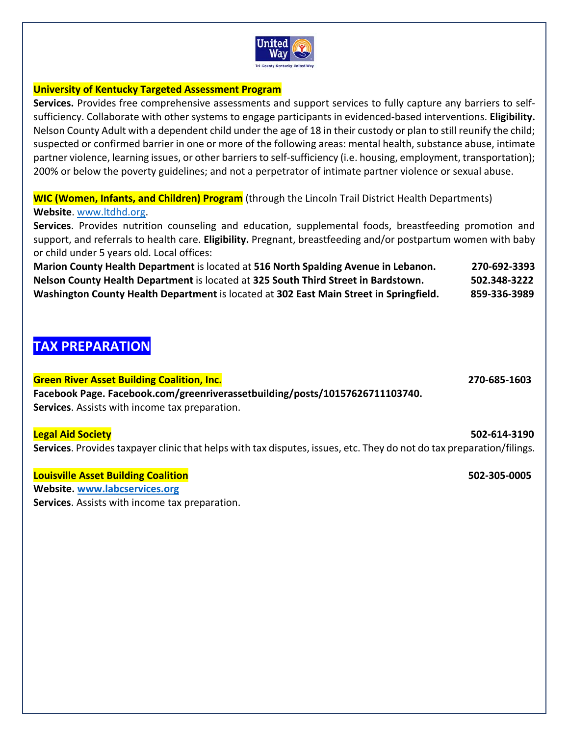**University of Kentucky Targeted Assessment Program**

**Services.** Provides free comprehensive assessments and support services to fully capture any barriers to self-sufficiency. Collaborate with other systems to engage participants in evidenced-based interventions. **Eligibility.** Nelson County Adult with a dependent child under the age of 18 in their custody or plan to still reunify the child; suspected or confirmed barrier in one or more of the following areas: mental health, substance abuse, intimate partner violence, learning issues, or other barriers to self-sufficiency (i.e. housing, employment, transportation); 200% or below the poverty guidelines; and not a perpetrator of intimate partner violence or sexual abuse.

**WIC (Women, Infants, and Children) Program** (through the Lincoln Trail District Health Departments)

**Website**. www.ltdhd.org.

**Services**. Provides nutrition counseling and education, supplemental foods, breastfeeding promotion and support, and referrals to health care. **Eligibility.** Pregnant, breastfeeding and/or postpartum women with baby or child under 5 years old. Local offices:

**Marion County Health Department** is located at **516 North Spalding Avenue in Lebanon.** **270-692-3393**

**Nelson County Health Department** is located at **325 South Third Street in Bardstown.** **502.348-3222**

**Washington County Health Department** is located at **302 East Main Street in Springfield.** **859-336-3989**

## TAX PREPARATION

**Green River Asset Building Coalition, Inc.** **270-685-1603**

**Facebook Page. Facebook.com/greenriverassetbuilding/posts/10157626711103740.**

**Services**. Assists with income tax preparation.

**Legal Aid Society** **502-614-3190**

**Services**. Provides taxpayer clinic that helps with tax disputes, issues, etc. They do not do tax preparation/filings.

**Louisville Asset Building Coalition** **502-305-0005**

**Website. www.labcservices.org**

**Services**. Assists with income tax preparation.